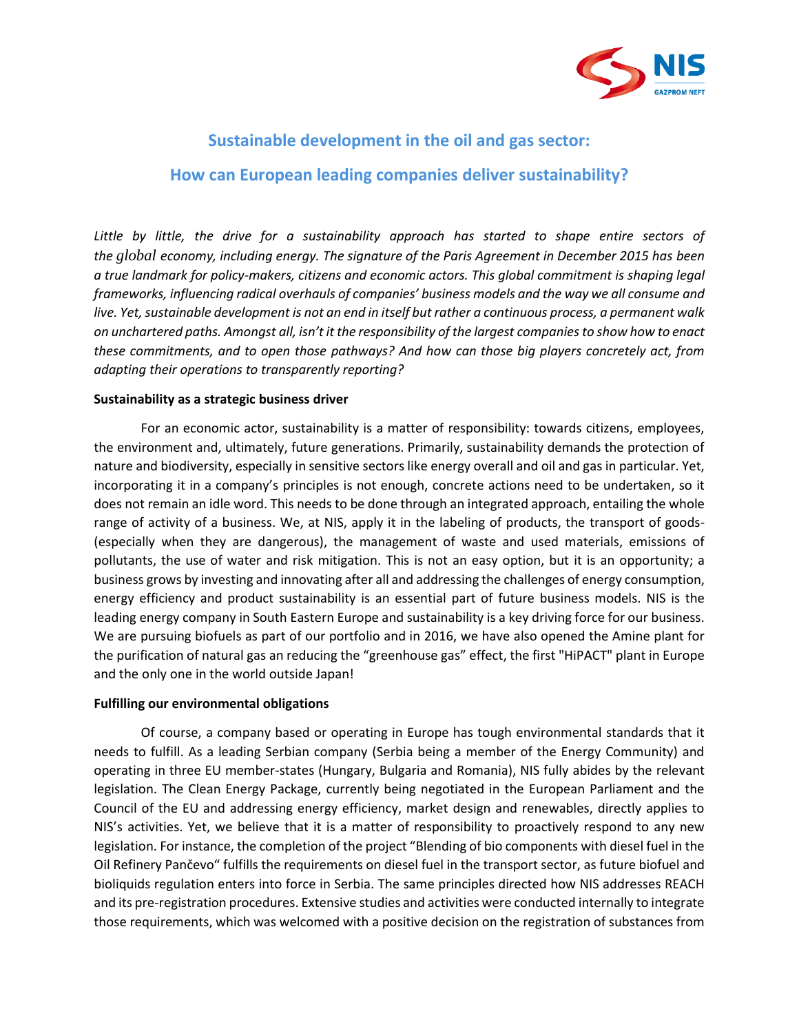## Sustainable development in the oil and gas sector:

## How can European leading companies deliver sustainability?

*Little by little, the drive for a sustainability approach has started to shape entire sectors of the global economy, including energy. The signature of the Paris Agreement in December 2015 has been a true landmark for policy-makers, citizens and economic actors. This global commitment is shaping legal frameworks, influencing radical overhauls of companies' business models and the way we all consume and live. Yet, sustainable development is not an end in itself but rather a continuous process, a permanent walk on unchartered paths. Amongst all, isn't it the responsibility of the largest companies to show how to enact these commitments, and to open those pathways? And how can those big players concretely act, from adapting their operations to transparently reporting?*

**Sustainability as a strategic business driver**

For an economic actor, sustainability is a matter of responsibility: towards citizens, employees, the environment and, ultimately, future generations. Primarily, sustainability demands the protection of nature and biodiversity, especially in sensitive sectors like energy overall and oil and gas in particular. Yet, incorporating it in a company's principles is not enough, concrete actions need to be undertaken, so it does not remain an idle word. This needs to be done through an integrated approach, entailing the whole range of activity of a business. We, at NIS, apply it in the labeling of products, the transport of goods- (especially when they are dangerous), the management of waste and used materials, emissions of pollutants, the use of water and risk mitigation. This is not an easy option, but it is an opportunity; a business grows by investing and innovating after all and addressing the challenges of energy consumption, energy efficiency and product sustainability is an essential part of future business models. NIS is the leading energy company in South Eastern Europe and sustainability is a key driving force for our business. We are pursuing biofuels as part of our portfolio and in 2016, we have also opened the Amine plant for the purification of natural gas an reducing the "greenhouse gas" effect, the first "HiPACT" plant in Europe and the only one in the world outside Japan!

**Fulfilling our environmental obligations**

Of course, a company based or operating in Europe has tough environmental standards that it needs to fulfill. As a leading Serbian company (Serbia being a member of the Energy Community) and operating in three EU member-states (Hungary, Bulgaria and Romania), NIS fully abides by the relevant legislation. The Clean Energy Package, currently being negotiated in the European Parliament and the Council of the EU and addressing energy efficiency, market design and renewables, directly applies to NIS's activities. Yet, we believe that it is a matter of responsibility to proactively respond to any new legislation. For instance, the completion of the project "Blending of bio components with diesel fuel in the Oil Refinery Pančevo" fulfills the requirements on diesel fuel in the transport sector, as future biofuel and bioliquids regulation enters into force in Serbia. The same principles directed how NIS addresses REACH and its pre-registration procedures. Extensive studies and activities were conducted internally to integrate those requirements, which was welcomed with a positive decision on the registration of substances from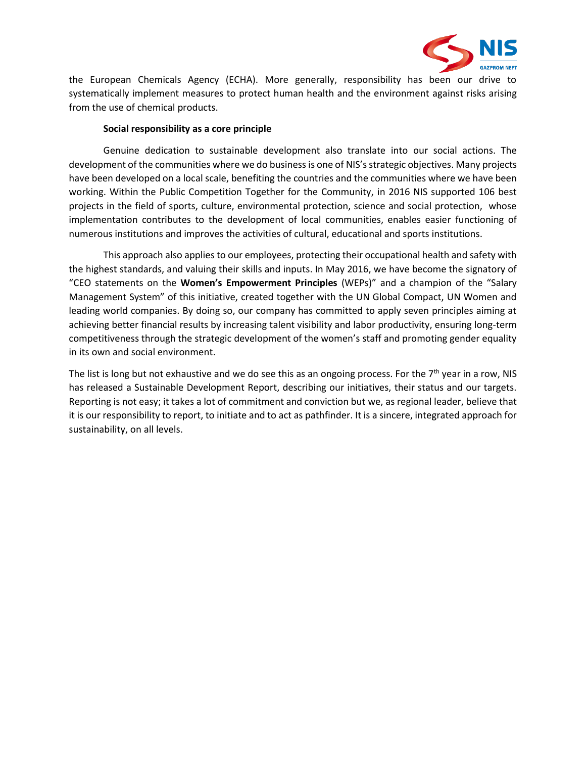the European Chemicals Agency (ECHA). More generally, responsibility has been our drive to systematically implement measures to protect human health and the environment against risks arising from the use of chemical products.

**Social responsibility as a core principle**

Genuine dedication to sustainable development also translate into our social actions. The development of the communities where we do business is one of NIS's strategic objectives. Many projects have been developed on a local scale, benefiting the countries and the communities where we have been working. Within the Public Competition Together for the Community, in 2016 NIS supported 106 best projects in the field of sports, culture, environmental protection, science and social protection, whose implementation contributes to the development of local communities, enables easier functioning of numerous institutions and improves the activities of cultural, educational and sports institutions.

This approach also applies to our employees, protecting their occupational health and safety with the highest standards, and valuing their skills and inputs. In May 2016, we have become the signatory of "CEO statements on the **Women's Empowerment Principles** (WEPs)" and a champion of the "Salary Management System" of this initiative, created together with the UN Global Compact, UN Women and leading world companies. By doing so, our company has committed to apply seven principles aiming at achieving better financial results by increasing talent visibility and labor productivity, ensuring long-term competitiveness through the strategic development of the women's staff and promoting gender equality in its own and social environment.

The list is long but not exhaustive and we do see this as an ongoing process. For the 7th year in a row, NIS has released a Sustainable Development Report, describing our initiatives, their status and our targets. Reporting is not easy; it takes a lot of commitment and conviction but we, as regional leader, believe that it is our responsibility to report, to initiate and to act as pathfinder. It is a sincere, integrated approach for sustainability, on all levels.